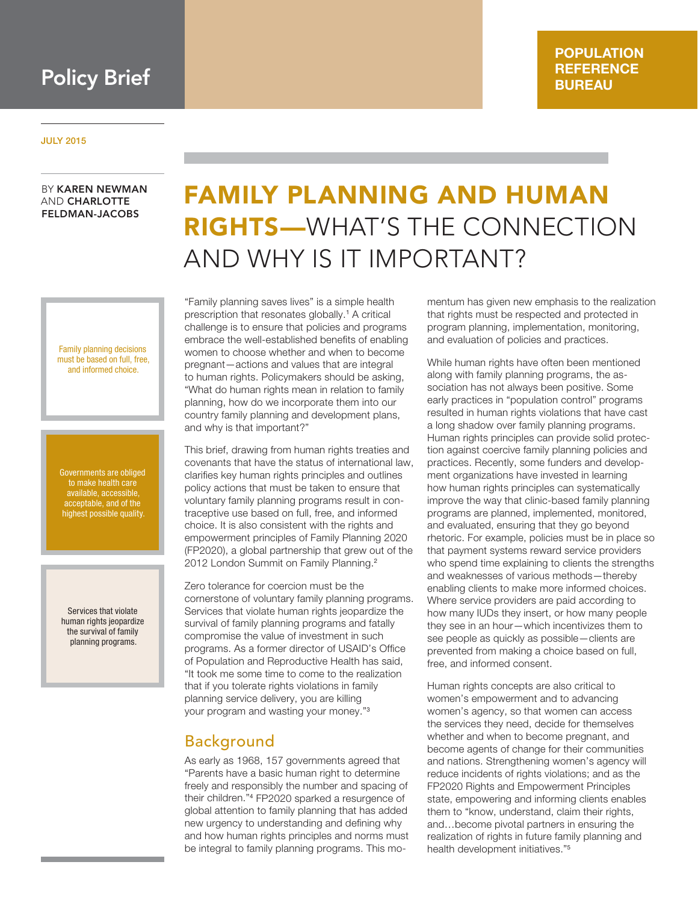Policy Brief

**POPULATION REFERENCE BUREAU**

JULY 2015

BY **KAREN NEWMAN** AND **CHARLOTTE FELDMAN-JACOBS**

# FAMILY PLANNING AND HUMAN RIGHTS—WHAT'S THE CONNECTION AND WHY IS IT IMPORTANT?

> Family planning decisions must be based on full, free, and informed choice.

> Governments are obliged to make health care available, accessible, acceptable, and of the highest possible quality.

> Services that violate human rights jeopardize the survival of family planning programs.

"Family planning saves lives" is a simple health prescription that resonates globally.[1] A critical challenge is to ensure that policies and programs embrace the well-established benefits of enabling women to choose whether and when to become pregnant—actions and values that are integral to human rights. Policymakers should be asking, "What do human rights mean in relation to family planning, how do we incorporate them into our country family planning and development plans, and why is that important?"

This brief, drawing from human rights treaties and covenants that have the status of international law, clarifies key human rights principles and outlines policy actions that must be taken to ensure that voluntary family planning programs result in contraceptive use based on full, free, and informed choice. It is also consistent with the rights and empowerment principles of Family Planning 2020 (FP2020), a global partnership that grew out of the 2012 London Summit on Family Planning.[2]

Zero tolerance for coercion must be the cornerstone of voluntary family planning programs. Services that violate human rights jeopardize the survival of family planning programs and fatally compromise the value of investment in such programs. As a former director of USAID's Office of Population and Reproductive Health has said, "It took me some time to come to the realization that if you tolerate rights violations in family planning service delivery, you are killing your program and wasting your money."[3]

## Background

As early as 1968, 157 governments agreed that "Parents have a basic human right to determine freely and responsibly the number and spacing of their children."[4] FP2020 sparked a resurgence of global attention to family planning that has added new urgency to understanding and defining why and how human rights principles and norms must be integral to family planning programs. This momentum has given new emphasis to the realization that rights must be respected and protected in program planning, implementation, monitoring, and evaluation of policies and practices.

While human rights have often been mentioned along with family planning programs, the association has not always been positive. Some early practices in "population control" programs resulted in human rights violations that have cast a long shadow over family planning programs. Human rights principles can provide solid protection against coercive family planning policies and practices. Recently, some funders and development organizations have invested in learning how human rights principles can systematically improve the way that clinic-based family planning programs are planned, implemented, monitored, and evaluated, ensuring that they go beyond rhetoric. For example, policies must be in place so that payment systems reward service providers who spend time explaining to clients the strengths and weaknesses of various methods—thereby enabling clients to make more informed choices. Where service providers are paid according to how many IUDs they insert, or how many people they see in an hour—which incentivizes them to see people as quickly as possible—clients are prevented from making a choice based on full, free, and informed consent.

Human rights concepts are also critical to women's empowerment and to advancing women's agency, so that women can access the services they need, decide for themselves whether and when to become pregnant, and become agents of change for their communities and nations. Strengthening women's agency will reduce incidents of rights violations; and as the FP2020 Rights and Empowerment Principles state, empowering and informing clients enables them to "know, understand, claim their rights, and…become pivotal partners in ensuring the realization of rights in future family planning and health development initiatives."[5]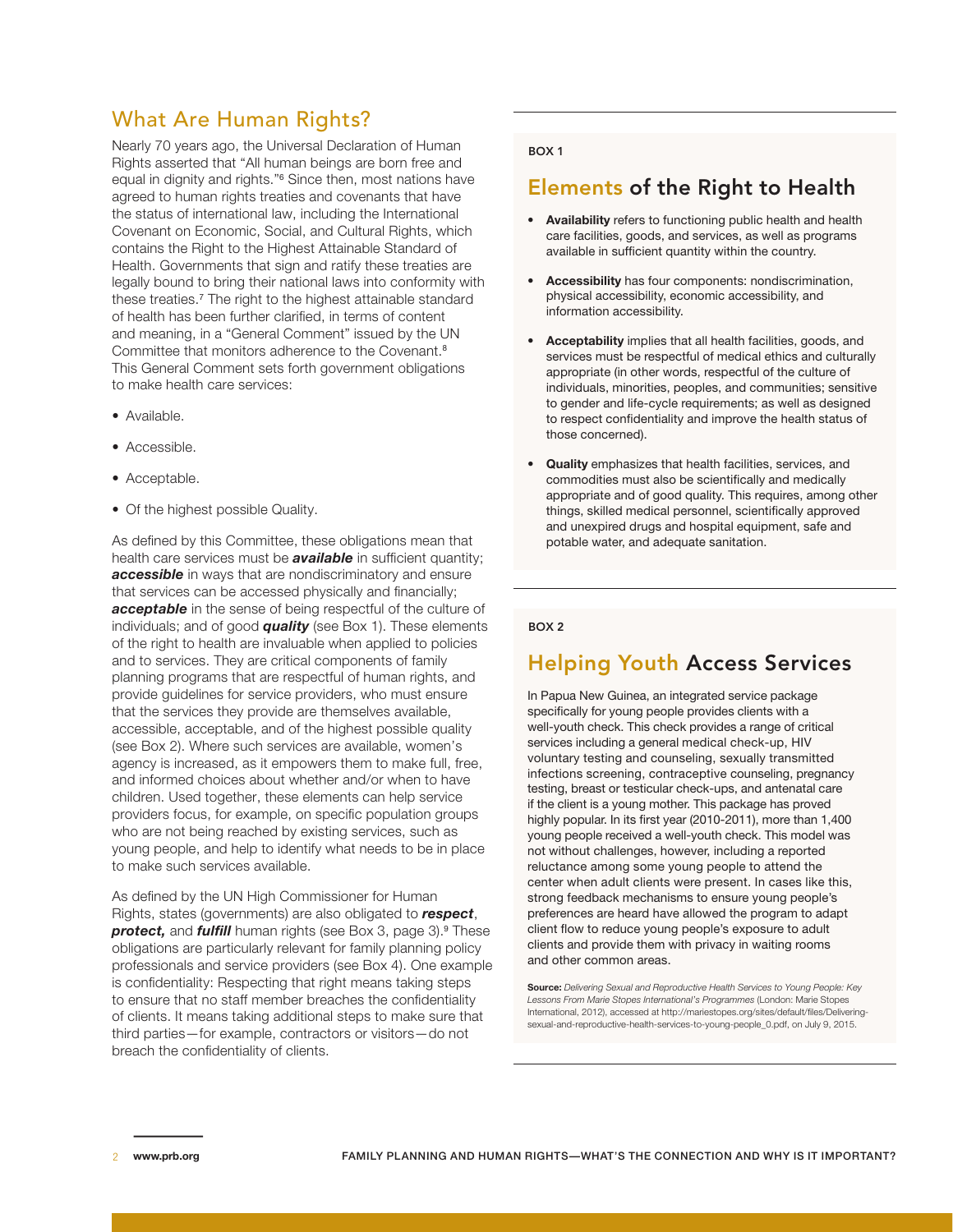## What Are Human Rights?

Nearly 70 years ago, the Universal Declaration of Human Rights asserted that "All human beings are born free and equal in dignity and rights."[6] Since then, most nations have agreed to human rights treaties and covenants that have the status of international law, including the International Covenant on Economic, Social, and Cultural Rights, which contains the Right to the Highest Attainable Standard of Health. Governments that sign and ratify these treaties are legally bound to bring their national laws into conformity with these treaties.[7] The right to the highest attainable standard of health has been further clarified, in terms of content and meaning, in a "General Comment" issued by the UN Committee that monitors adherence to the Covenant.[8] This General Comment sets forth government obligations to make health care services:

- Available.
- Accessible.
- Acceptable.
- Of the highest possible Quality.

As defined by this Committee, these obligations mean that health care services must be ***available*** in sufficient quantity; ***accessible*** in ways that are nondiscriminatory and ensure that services can be accessed physically and financially; ***acceptable*** in the sense of being respectful of the culture of individuals; and of good ***quality*** (see Box 1). These elements of the right to health are invaluable when applied to policies and to services. They are critical components of family planning programs that are respectful of human rights, and provide guidelines for service providers, who must ensure that the services they provide are themselves available, accessible, acceptable, and of the highest possible quality (see Box 2). Where such services are available, women's agency is increased, as it empowers them to make full, free, and informed choices about whether and/or when to have children. Used together, these elements can help service providers focus, for example, on specific population groups who are not being reached by existing services, such as young people, and help to identify what needs to be in place to make such services available.

As defined by the UN High Commissioner for Human Rights, states (governments) are also obligated to ***respect***, ***protect,*** and ***fulfill*** human rights (see Box 3, page 3).[9] These obligations are particularly relevant for family planning policy professionals and service providers (see Box 4). One example is confidentiality: Respecting that right means taking steps to ensure that no staff member breaches the confidentiality of clients. It means taking additional steps to make sure that third parties—for example, contractors or visitors—do not breach the confidentiality of clients.

BOX 1

### Elements of the Right to Health

- **Availability** refers to functioning public health and health care facilities, goods, and services, as well as programs available in sufficient quantity within the country.
- **Accessibility** has four components: nondiscrimination, physical accessibility, economic accessibility, and information accessibility.
- **Acceptability** implies that all health facilities, goods, and services must be respectful of medical ethics and culturally appropriate (in other words, respectful of the culture of individuals, minorities, peoples, and communities; sensitive to gender and life-cycle requirements; as well as designed to respect confidentiality and improve the health status of those concerned).
- **Quality** emphasizes that health facilities, services, and commodities must also be scientifically and medically appropriate and of good quality. This requires, among other things, skilled medical personnel, scientifically approved and unexpired drugs and hospital equipment, safe and potable water, and adequate sanitation.

BOX 2

### Helping Youth Access Services

In Papua New Guinea, an integrated service package specifically for young people provides clients with a well-youth check. This check provides a range of critical services including a general medical check-up, HIV voluntary testing and counseling, sexually transmitted infections screening, contraceptive counseling, pregnancy testing, breast or testicular check-ups, and antenatal care if the client is a young mother. This package has proved highly popular. In its first year (2010-2011), more than 1,400 young people received a well-youth check. This model was not without challenges, however, including a reported reluctance among some young people to attend the center when adult clients were present. In cases like this, strong feedback mechanisms to ensure young people's preferences are heard have allowed the program to adapt client flow to reduce young people's exposure to adult clients and provide them with privacy in waiting rooms and other common areas.

**Source:** *Delivering Sexual and Reproductive Health Services to Young People: Key Lessons From Marie Stopes International's Programmes* (London: Marie Stopes International, 2012), accessed at http://mariestopes.org/sites/default/files/Delivering-sexual-and-reproductive-health-services-to-young-people_0.pdf, on July 9, 2015.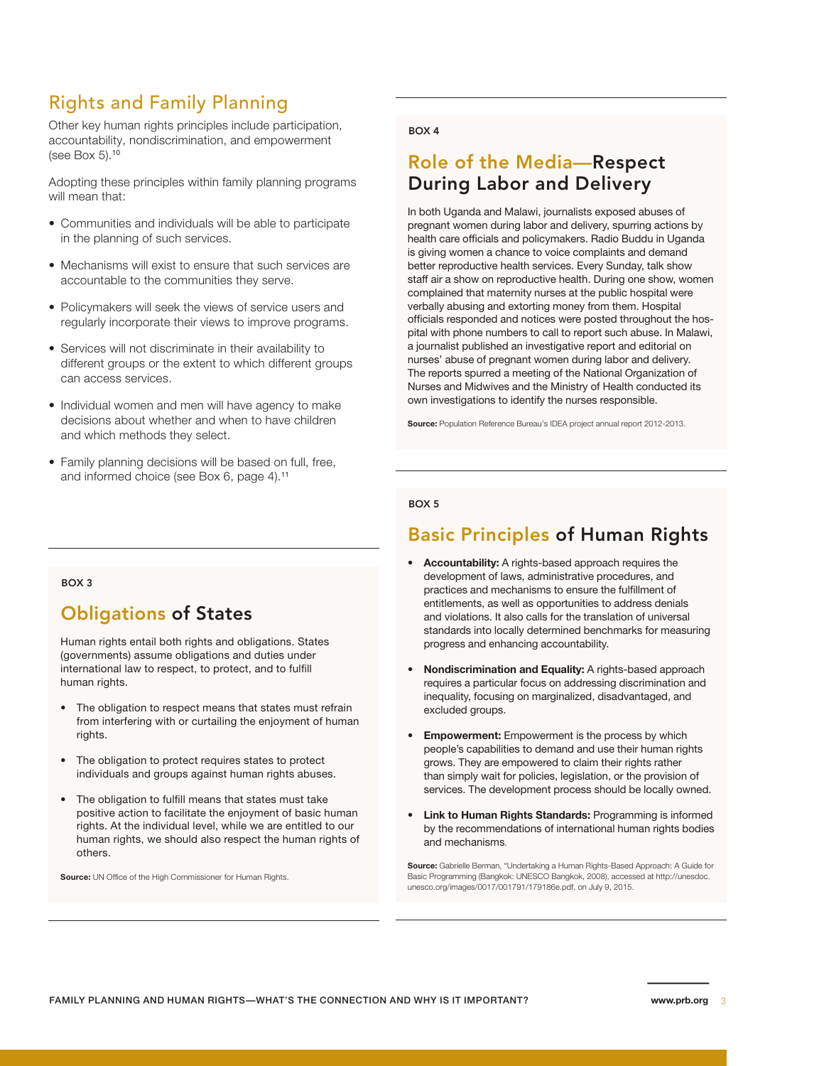## Rights and Family Planning

Other key human rights principles include participation, accountability, nondiscrimination, and empowerment (see Box 5).[10]

Adopting these principles within family planning programs will mean that:

- Communities and individuals will be able to participate in the planning of such services.
- Mechanisms will exist to ensure that such services are accountable to the communities they serve.
- Policymakers will seek the views of service users and regularly incorporate their views to improve programs.
- Services will not discriminate in their availability to different groups or the extent to which different groups can access services.
- Individual women and men will have agency to make decisions about whether and when to have children and which methods they select.
- Family planning decisions will be based on full, free, and informed choice (see Box 6, page 4).[11]

BOX 3

### Obligations of States

Human rights entail both rights and obligations. States (governments) assume obligations and duties under international law to respect, to protect, and to fulfill human rights.

- The obligation to respect means that states must refrain from interfering with or curtailing the enjoyment of human rights.
- The obligation to protect requires states to protect individuals and groups against human rights abuses.
- The obligation to fulfill means that states must take positive action to facilitate the enjoyment of basic human rights. At the individual level, while we are entitled to our human rights, we should also respect the human rights of others.

**Source:** UN Office of the High Commissioner for Human Rights.

BOX 4

### Role of the Media—Respect During Labor and Delivery

In both Uganda and Malawi, journalists exposed abuses of pregnant women during labor and delivery, spurring actions by health care officials and policymakers. Radio Buddu in Uganda is giving women a chance to voice complaints and demand better reproductive health services. Every Sunday, talk show staff air a show on reproductive health. During one show, women complained that maternity nurses at the public hospital were verbally abusing and extorting money from them. Hospital officials responded and notices were posted throughout the hospital with phone numbers to call to report such abuse. In Malawi, a journalist published an investigative report and editorial on nurses' abuse of pregnant women during labor and delivery. The reports spurred a meeting of the National Organization of Nurses and Midwives and the Ministry of Health conducted its own investigations to identify the nurses responsible.

**Source:** Population Reference Bureau's IDEA project annual report 2012-2013.

BOX 5

### Basic Principles of Human Rights

- **Accountability:** A rights-based approach requires the development of laws, administrative procedures, and practices and mechanisms to ensure the fulfillment of entitlements, as well as opportunities to address denials and violations. It also calls for the translation of universal standards into locally determined benchmarks for measuring progress and enhancing accountability.
- **Nondiscrimination and Equality:** A rights-based approach requires a particular focus on addressing discrimination and inequality, focusing on marginalized, disadvantaged, and excluded groups.
- **Empowerment:** Empowerment is the process by which people's capabilities to demand and use their human rights grows. They are empowered to claim their rights rather than simply wait for policies, legislation, or the provision of services. The development process should be locally owned.
- **Link to Human Rights Standards:** Programming is informed by the recommendations of international human rights bodies and mechanisms.

**Source:** Gabrielle Berman, "Undertaking a Human Rights-Based Approach: A Guide for Basic Programming (Bangkok: UNESCO Bangkok, 2008), accessed at http://unesdoc.unesco.org/images/0017/001791/179186e.pdf, on July 9, 2015.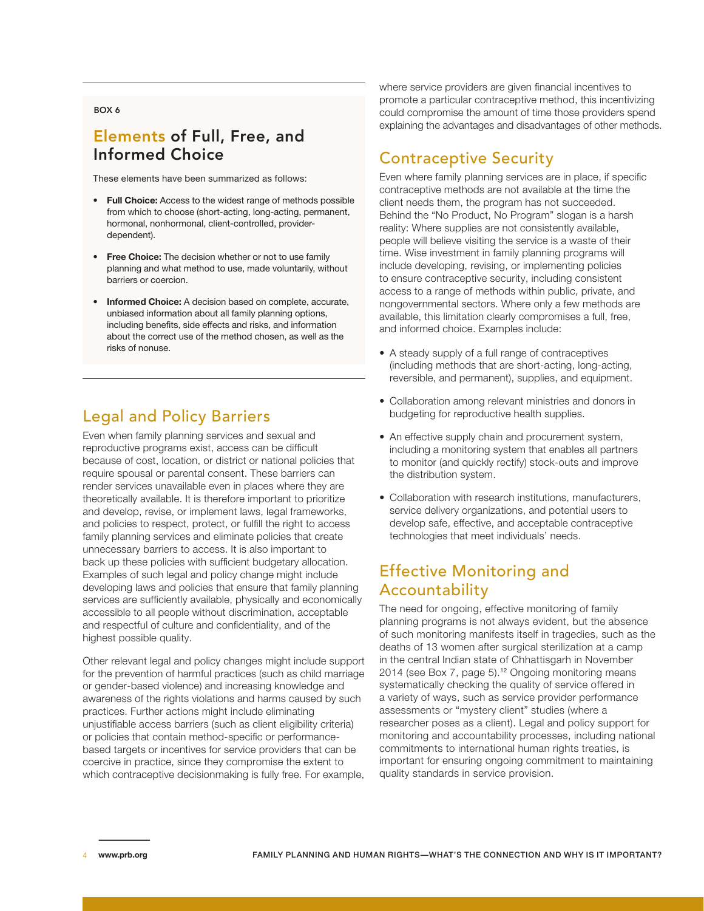BOX 6

## Elements of Full, Free, and Informed Choice

These elements have been summarized as follows:

- **Full Choice:** Access to the widest range of methods possible from which to choose (short-acting, long-acting, permanent, hormonal, nonhormonal, client-controlled, provider-dependent).
- **Free Choice:** The decision whether or not to use family planning and what method to use, made voluntarily, without barriers or coercion.
- **Informed Choice:** A decision based on complete, accurate, unbiased information about all family planning options, including benefits, side effects and risks, and information about the correct use of the method chosen, as well as the risks of nonuse.

## Legal and Policy Barriers

Even when family planning services and sexual and reproductive programs exist, access can be difficult because of cost, location, or district or national policies that require spousal or parental consent. These barriers can render services unavailable even in places where they are theoretically available. It is therefore important to prioritize and develop, revise, or implement laws, legal frameworks, and policies to respect, protect, or fulfill the right to access family planning services and eliminate policies that create unnecessary barriers to access. It is also important to back up these policies with sufficient budgetary allocation. Examples of such legal and policy change might include developing laws and policies that ensure that family planning services are sufficiently available, physically and economically accessible to all people without discrimination, acceptable and respectful of culture and confidentiality, and of the highest possible quality.

Other relevant legal and policy changes might include support for the prevention of harmful practices (such as child marriage or gender-based violence) and increasing knowledge and awareness of the rights violations and harms caused by such practices. Further actions might include eliminating unjustifiable access barriers (such as client eligibility criteria) or policies that contain method-specific or performance-based targets or incentives for service providers that can be coercive in practice, since they compromise the extent to which contraceptive decisionmaking is fully free. For example, where service providers are given financial incentives to promote a particular contraceptive method, this incentivizing could compromise the amount of time those providers spend explaining the advantages and disadvantages of other methods.

## Contraceptive Security

Even where family planning services are in place, if specific contraceptive methods are not available at the time the client needs them, the program has not succeeded. Behind the "No Product, No Program" slogan is a harsh reality: Where supplies are not consistently available, people will believe visiting the service is a waste of their time. Wise investment in family planning programs will include developing, revising, or implementing policies to ensure contraceptive security, including consistent access to a range of methods within public, private, and nongovernmental sectors. Where only a few methods are available, this limitation clearly compromises a full, free, and informed choice. Examples include:

- A steady supply of a full range of contraceptives (including methods that are short-acting, long-acting, reversible, and permanent), supplies, and equipment.
- Collaboration among relevant ministries and donors in budgeting for reproductive health supplies.
- An effective supply chain and procurement system, including a monitoring system that enables all partners to monitor (and quickly rectify) stock-outs and improve the distribution system.
- Collaboration with research institutions, manufacturers, service delivery organizations, and potential users to develop safe, effective, and acceptable contraceptive technologies that meet individuals' needs.

## Effective Monitoring and Accountability

The need for ongoing, effective monitoring of family planning programs is not always evident, but the absence of such monitoring manifests itself in tragedies, such as the deaths of 13 women after surgical sterilization at a camp in the central Indian state of Chhattisgarh in November 2014 (see Box 7, page 5).[12] Ongoing monitoring means systematically checking the quality of service offered in a variety of ways, such as service provider performance assessments or "mystery client" studies (where a researcher poses as a client). Legal and policy support for monitoring and accountability processes, including national commitments to international human rights treaties, is important for ensuring ongoing commitment to maintaining quality standards in service provision.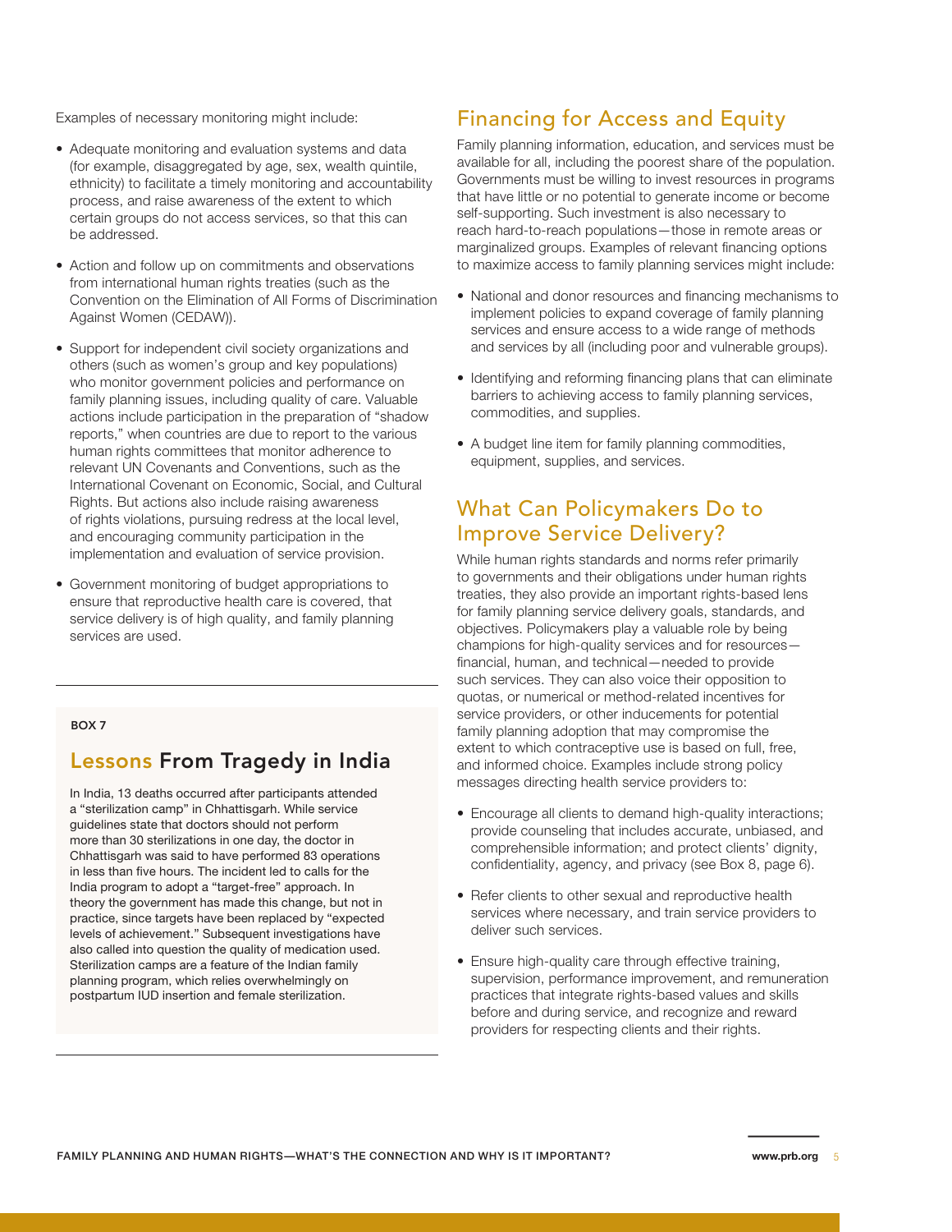Examples of necessary monitoring might include:

- Adequate monitoring and evaluation systems and data (for example, disaggregated by age, sex, wealth quintile, ethnicity) to facilitate a timely monitoring and accountability process, and raise awareness of the extent to which certain groups do not access services, so that this can be addressed.
- Action and follow up on commitments and observations from international human rights treaties (such as the Convention on the Elimination of All Forms of Discrimination Against Women (CEDAW)).
- Support for independent civil society organizations and others (such as women's group and key populations) who monitor government policies and performance on family planning issues, including quality of care. Valuable actions include participation in the preparation of "shadow reports," when countries are due to report to the various human rights committees that monitor adherence to relevant UN Covenants and Conventions, such as the International Covenant on Economic, Social, and Cultural Rights. But actions also include raising awareness of rights violations, pursuing redress at the local level, and encouraging community participation in the implementation and evaluation of service provision.
- Government monitoring of budget appropriations to ensure that reproductive health care is covered, that service delivery is of high quality, and family planning services are used.

**BOX 7**

### Lessons From Tragedy in India

In India, 13 deaths occurred after participants attended a "sterilization camp" in Chhattisgarh. While service guidelines state that doctors should not perform more than 30 sterilizations in one day, the doctor in Chhattisgarh was said to have performed 83 operations in less than five hours. The incident led to calls for the India program to adopt a "target-free" approach. In theory the government has made this change, but not in practice, since targets have been replaced by "expected levels of achievement." Subsequent investigations have also called into question the quality of medication used. Sterilization camps are a feature of the Indian family planning program, which relies overwhelmingly on postpartum IUD insertion and female sterilization.

## Financing for Access and Equity

Family planning information, education, and services must be available for all, including the poorest share of the population. Governments must be willing to invest resources in programs that have little or no potential to generate income or become self-supporting. Such investment is also necessary to reach hard-to-reach populations—those in remote areas or marginalized groups. Examples of relevant financing options to maximize access to family planning services might include:

- National and donor resources and financing mechanisms to implement policies to expand coverage of family planning services and ensure access to a wide range of methods and services by all (including poor and vulnerable groups).
- Identifying and reforming financing plans that can eliminate barriers to achieving access to family planning services, commodities, and supplies.
- A budget line item for family planning commodities, equipment, supplies, and services.

## What Can Policymakers Do to Improve Service Delivery?

While human rights standards and norms refer primarily to governments and their obligations under human rights treaties, they also provide an important rights-based lens for family planning service delivery goals, standards, and objectives. Policymakers play a valuable role by being champions for high-quality services and for resources—financial, human, and technical—needed to provide such services. They can also voice their opposition to quotas, or numerical or method-related incentives for service providers, or other inducements for potential family planning adoption that may compromise the extent to which contraceptive use is based on full, free, and informed choice. Examples include strong policy messages directing health service providers to:

- Encourage all clients to demand high-quality interactions; provide counseling that includes accurate, unbiased, and comprehensible information; and protect clients' dignity, confidentiality, agency, and privacy (see Box 8, page 6).
- Refer clients to other sexual and reproductive health services where necessary, and train service providers to deliver such services.
- Ensure high-quality care through effective training, supervision, performance improvement, and remuneration practices that integrate rights-based values and skills before and during service, and recognize and reward providers for respecting clients and their rights.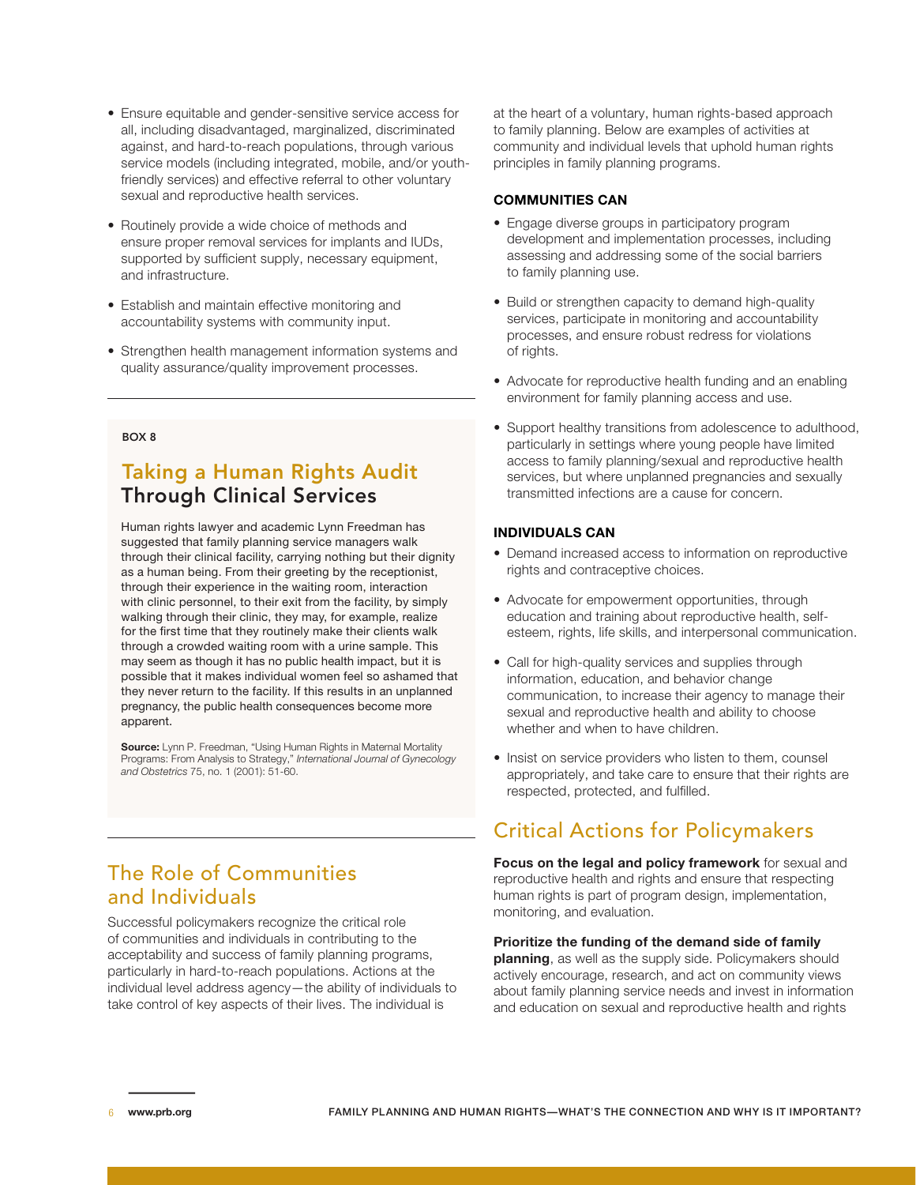- Ensure equitable and gender-sensitive service access for all, including disadvantaged, marginalized, discriminated against, and hard-to-reach populations, through various service models (including integrated, mobile, and/or youth-friendly services) and effective referral to other voluntary sexual and reproductive health services.
- Routinely provide a wide choice of methods and ensure proper removal services for implants and IUDs, supported by sufficient supply, necessary equipment, and infrastructure.
- Establish and maintain effective monitoring and accountability systems with community input.
- Strengthen health management information systems and quality assurance/quality improvement processes.

---

BOX 8

## Taking a Human Rights Audit Through Clinical Services

Human rights lawyer and academic Lynn Freedman has suggested that family planning service managers walk through their clinical facility, carrying nothing but their dignity as a human being. From their greeting by the receptionist, through their experience in the waiting room, interaction with clinic personnel, to their exit from the facility, by simply walking through their clinic, they may, for example, realize for the first time that they routinely make their clients walk through a crowded waiting room with a urine sample. This may seem as though it has no public health impact, but it is possible that it makes individual women feel so ashamed that they never return to the facility. If this results in an unplanned pregnancy, the public health consequences become more apparent.

**Source:** Lynn P. Freedman, "Using Human Rights in Maternal Mortality Programs: From Analysis to Strategy," *International Journal of Gynecology and Obstetrics* 75, no. 1 (2001): 51-60.

---

## The Role of Communities and Individuals

Successful policymakers recognize the critical role of communities and individuals in contributing to the acceptability and success of family planning programs, particularly in hard-to-reach populations. Actions at the individual level address agency—the ability of individuals to take control of key aspects of their lives. The individual is at the heart of a voluntary, human rights-based approach to family planning. Below are examples of activities at community and individual levels that uphold human rights principles in family planning programs.

### COMMUNITIES CAN

- Engage diverse groups in participatory program development and implementation processes, including assessing and addressing some of the social barriers to family planning use.
- Build or strengthen capacity to demand high-quality services, participate in monitoring and accountability processes, and ensure robust redress for violations of rights.
- Advocate for reproductive health funding and an enabling environment for family planning access and use.
- Support healthy transitions from adolescence to adulthood, particularly in settings where young people have limited access to family planning/sexual and reproductive health services, but where unplanned pregnancies and sexually transmitted infections are a cause for concern.

### INDIVIDUALS CAN

- Demand increased access to information on reproductive rights and contraceptive choices.
- Advocate for empowerment opportunities, through education and training about reproductive health, self-esteem, rights, life skills, and interpersonal communication.
- Call for high-quality services and supplies through information, education, and behavior change communication, to increase their agency to manage their sexual and reproductive health and ability to choose whether and when to have children.
- Insist on service providers who listen to them, counsel appropriately, and take care to ensure that their rights are respected, protected, and fulfilled.

## Critical Actions for Policymakers

**Focus on the legal and policy framework** for sexual and reproductive health and rights and ensure that respecting human rights is part of program design, implementation, monitoring, and evaluation.

**Prioritize the funding of the demand side of family planning**, as well as the supply side. Policymakers should actively encourage, research, and act on community views about family planning service needs and invest in information and education on sexual and reproductive health and rights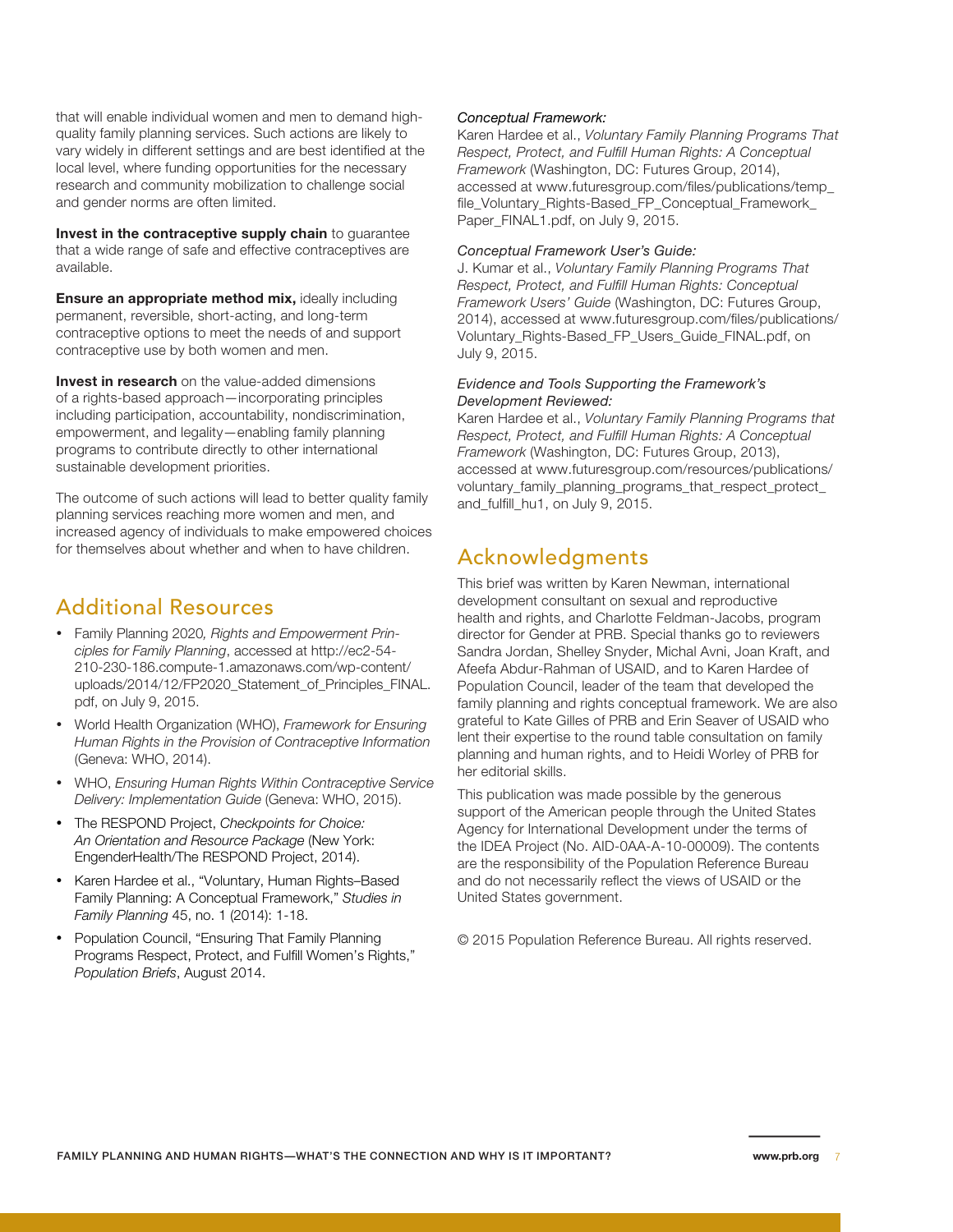that will enable individual women and men to demand high-quality family planning services. Such actions are likely to vary widely in different settings and are best identified at the local level, where funding opportunities for the necessary research and community mobilization to challenge social and gender norms are often limited.

**Invest in the contraceptive supply chain** to guarantee that a wide range of safe and effective contraceptives are available.

**Ensure an appropriate method mix,** ideally including permanent, reversible, short-acting, and long-term contraceptive options to meet the needs of and support contraceptive use by both women and men.

**Invest in research** on the value-added dimensions of a rights-based approach—incorporating principles including participation, accountability, nondiscrimination, empowerment, and legality—enabling family planning programs to contribute directly to other international sustainable development priorities.

The outcome of such actions will lead to better quality family planning services reaching more women and men, and increased agency of individuals to make empowered choices for themselves about whether and when to have children.

## Additional Resources

- Family Planning 2020, *Rights and Empowerment Principles for Family Planning*, accessed at http://ec2-54-210-230-186.compute-1.amazonaws.com/wp-content/uploads/2014/12/FP2020_Statement_of_Principles_FINAL.pdf, on July 9, 2015.
- World Health Organization (WHO), *Framework for Ensuring Human Rights in the Provision of Contraceptive Information* (Geneva: WHO, 2014).
- WHO, *Ensuring Human Rights Within Contraceptive Service Delivery: Implementation Guide* (Geneva: WHO, 2015).
- The RESPOND Project, *Checkpoints for Choice: An Orientation and Resource Package* (New York: EngenderHealth/The RESPOND Project, 2014).
- Karen Hardee et al., "Voluntary, Human Rights–Based Family Planning: A Conceptual Framework," *Studies in Family Planning* 45, no. 1 (2014): 1-18.
- Population Council, "Ensuring That Family Planning Programs Respect, Protect, and Fulfill Women's Rights," *Population Briefs*, August 2014.

*Conceptual Framework:*
Karen Hardee et al., *Voluntary Family Planning Programs That Respect, Protect, and Fulfill Human Rights: A Conceptual Framework* (Washington, DC: Futures Group, 2014), accessed at www.futuresgroup.com/files/publications/temp_file_Voluntary_Rights-Based_FP_Conceptual_Framework_Paper_FINAL1.pdf, on July 9, 2015.

*Conceptual Framework User's Guide:*
J. Kumar et al., *Voluntary Family Planning Programs That Respect, Protect, and Fulfill Human Rights: Conceptual Framework Users' Guide* (Washington, DC: Futures Group, 2014), accessed at www.futuresgroup.com/files/publications/Voluntary_Rights-Based_FP_Users_Guide_FINAL.pdf, on July 9, 2015.

*Evidence and Tools Supporting the Framework's Development Reviewed:*
Karen Hardee et al., *Voluntary Family Planning Programs that Respect, Protect, and Fulfill Human Rights: A Conceptual Framework* (Washington, DC: Futures Group, 2013), accessed at www.futuresgroup.com/resources/publications/voluntary_family_planning_programs_that_respect_protect_and_fulfill_hu1, on July 9, 2015.

## Acknowledgments

This brief was written by Karen Newman, international development consultant on sexual and reproductive health and rights, and Charlotte Feldman-Jacobs, program director for Gender at PRB. Special thanks go to reviewers Sandra Jordan, Shelley Snyder, Michal Avni, Joan Kraft, and Afeefa Abdur-Rahman of USAID, and to Karen Hardee of Population Council, leader of the team that developed the family planning and rights conceptual framework. We are also grateful to Kate Gilles of PRB and Erin Seaver of USAID who lent their expertise to the round table consultation on family planning and human rights, and to Heidi Worley of PRB for her editorial skills.

This publication was made possible by the generous support of the American people through the United States Agency for International Development under the terms of the IDEA Project (No. AID-0AA-A-10-00009). The contents are the responsibility of the Population Reference Bureau and do not necessarily reflect the views of USAID or the United States government.

© 2015 Population Reference Bureau. All rights reserved.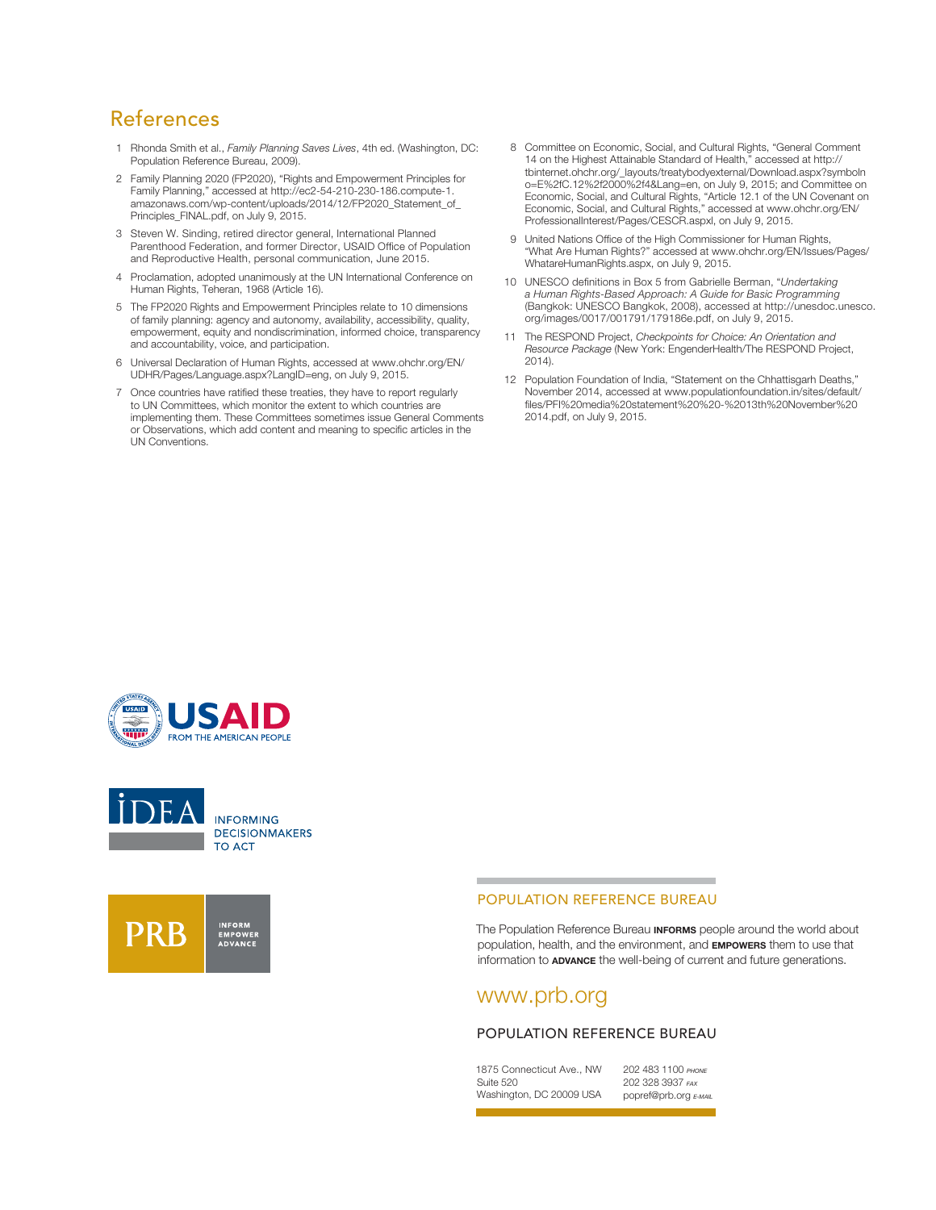## References

1. Rhonda Smith et al., *Family Planning Saves Lives*, 4th ed. (Washington, DC: Population Reference Bureau, 2009).
2. Family Planning 2020 (FP2020), "Rights and Empowerment Principles for Family Planning," accessed at http://ec2-54-210-230-186.compute-1.amazonaws.com/wp-content/uploads/2014/12/FP2020_Statement_of_Principles_FINAL.pdf, on July 9, 2015.
3. Steven W. Sinding, retired director general, International Planned Parenthood Federation, and former Director, USAID Office of Population and Reproductive Health, personal communication, June 2015.
4. Proclamation, adopted unanimously at the UN International Conference on Human Rights, Teheran, 1968 (Article 16).
5. The FP2020 Rights and Empowerment Principles relate to 10 dimensions of family planning: agency and autonomy, availability, accessibility, quality, empowerment, equity and nondiscrimination, informed choice, transparency and accountability, voice, and participation.
6. Universal Declaration of Human Rights, accessed at www.ohchr.org/EN/UDHR/Pages/Language.aspx?LangID=eng, on July 9, 2015.
7. Once countries have ratified these treaties, they have to report regularly to UN Committees, which monitor the extent to which countries are implementing them. These Committees sometimes issue General Comments or Observations, which add content and meaning to specific articles in the UN Conventions.
8. Committee on Economic, Social, and Cultural Rights, "General Comment 14 on the Highest Attainable Standard of Health," accessed at http://tbinternet.ohchr.org/_layouts/treatybodyexternal/Download.aspx?symbolno=E%2fC.12%2f2000%2f4&Lang=en, on July 9, 2015; and Committee on Economic, Social, and Cultural Rights, "Article 12.1 of the UN Covenant on Economic, Social, and Cultural Rights," accessed at www.ohchr.org/EN/ProfessionalInterest/Pages/CESCR.aspxl, on July 9, 2015.
9. United Nations Office of the High Commissioner for Human Rights, "What Are Human Rights?" accessed at www.ohchr.org/EN/Issues/Pages/WhatareHumanRights.aspx, on July 9, 2015.
10. UNESCO definitions in Box 5 from Gabrielle Berman, "*Undertaking a Human Rights-Based Approach: A Guide for Basic Programming* (Bangkok: UNESCO Bangkok, 2008), accessed at http://unesdoc.unesco.org/images/0017/001791/179186e.pdf, on July 9, 2015.
11. The RESPOND Project, *Checkpoints for Choice: An Orientation and Resource Package* (New York: EngenderHealth/The RESPOND Project, 2014).
12. Population Foundation of India, "Statement on the Chhattisgarh Deaths," November 2014, accessed at www.populationfoundation.in/sites/default/files/PFI%20media%20statement%20%20-%2013th%20November%202014.pdf, on July 9, 2015.

USAID
FROM THE AMERICAN PEOPLE

IDEA
INFORMING DECISIONMAKERS TO ACT

PRB
INFORM EMPOWER ADVANCE

### POPULATION REFERENCE BUREAU

The Population Reference Bureau **INFORMS** people around the world about population, health, and the environment, and **EMPOWERS** them to use that information to **ADVANCE** the well-being of current and future generations.

www.prb.org

### POPULATION REFERENCE BUREAU

1875 Connecticut Ave., NW
Suite 520
Washington, DC 20009 USA

202 483 1100 *PHONE*
202 328 3937 *FAX*
popref@prb.org *E-MAIL*